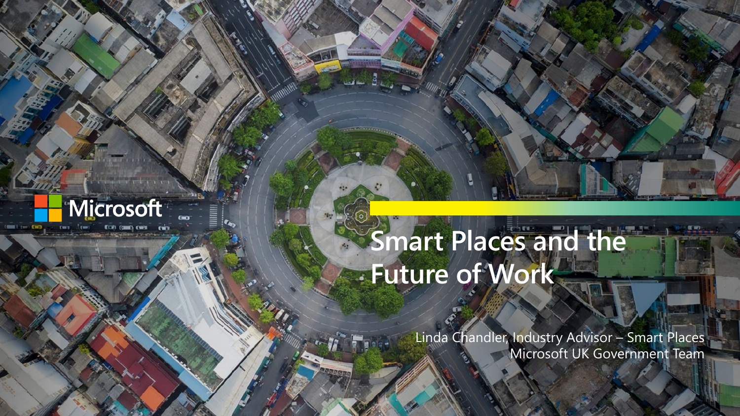Microsoft

# Smart Places and the Future of Work

Linda Chandler, Industry Advisor – Smart Places
Microsoft UK Government Team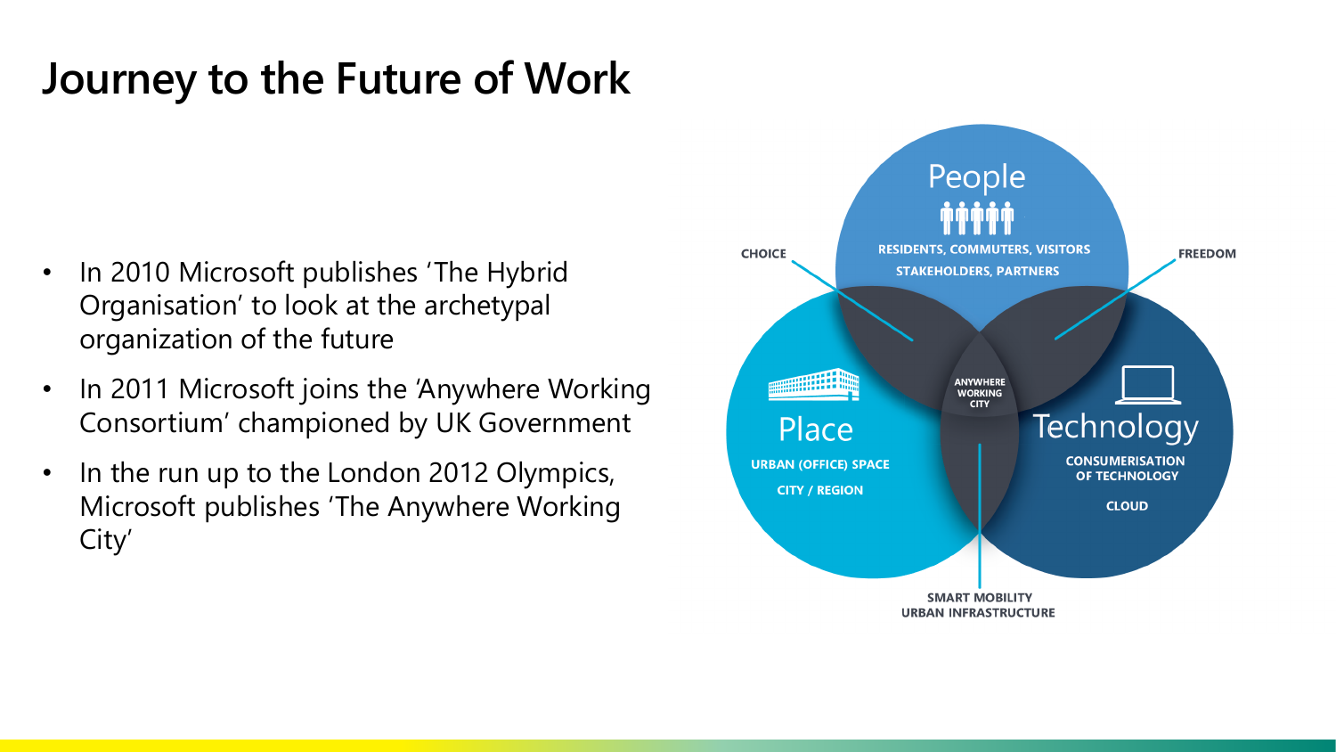# Journey to the Future of Work

- In 2010 Microsoft publishes ‘The Hybrid Organisation’ to look at the archetypal organization of the future
- In 2011 Microsoft joins the ‘Anywhere Working Consortium’ championed by UK Government
- In the run up to the London 2012 Olympics, Microsoft publishes ‘The Anywhere Working City’

People

RESIDENTS, COMMUTERS, VISITORS

STAKEHOLDERS, PARTNERS

CHOICE

FREEDOM

Place

URBAN (OFFICE) SPACE

CITY / REGION

ANYWHERE WORKING CITY

Technology

CONSUMERISATION OF TECHNOLOGY

CLOUD

SMART MOBILITY

URBAN INFRASTRUCTURE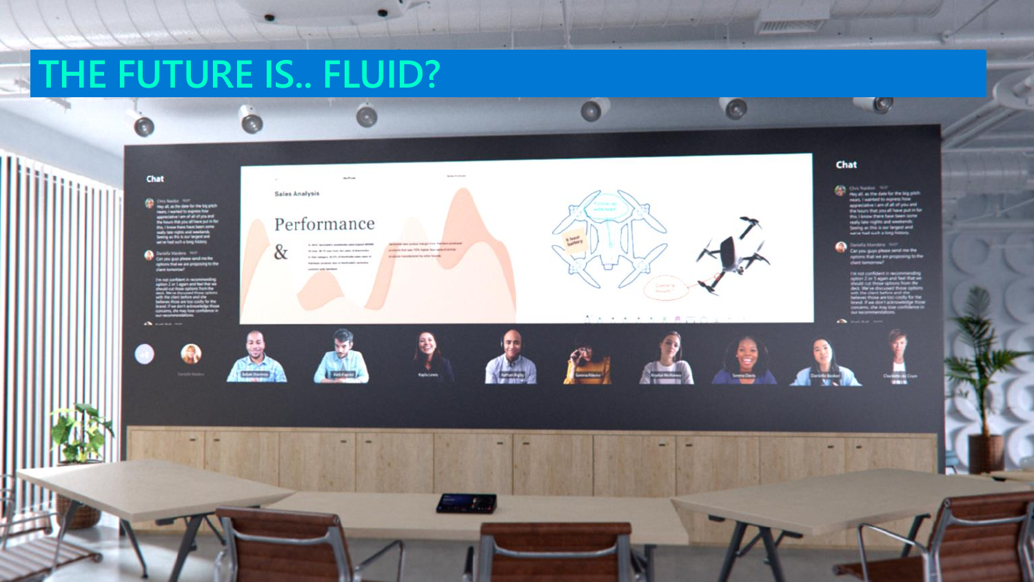# THE FUTURE IS.. FLUID?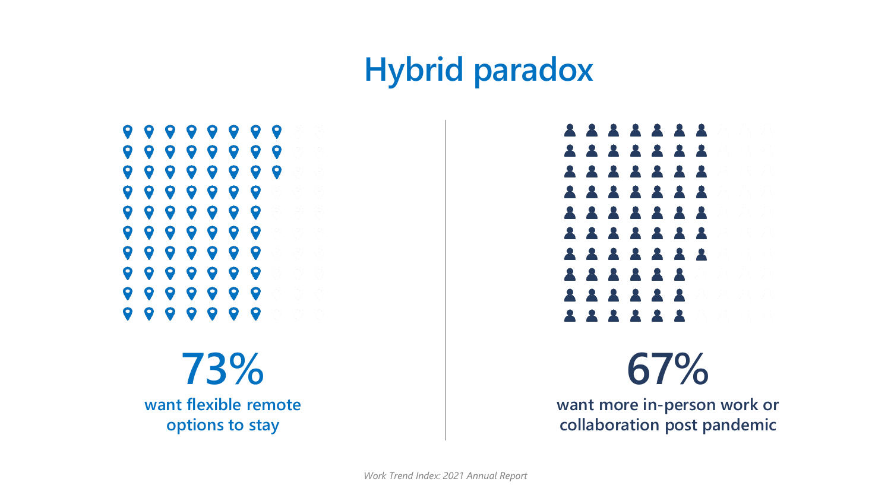# Hybrid paradox

**73%**

**want flexible remote options to stay**

**67%**

**want more in-person work or collaboration post pandemic**

*Work Trend Index: 2021 Annual Report*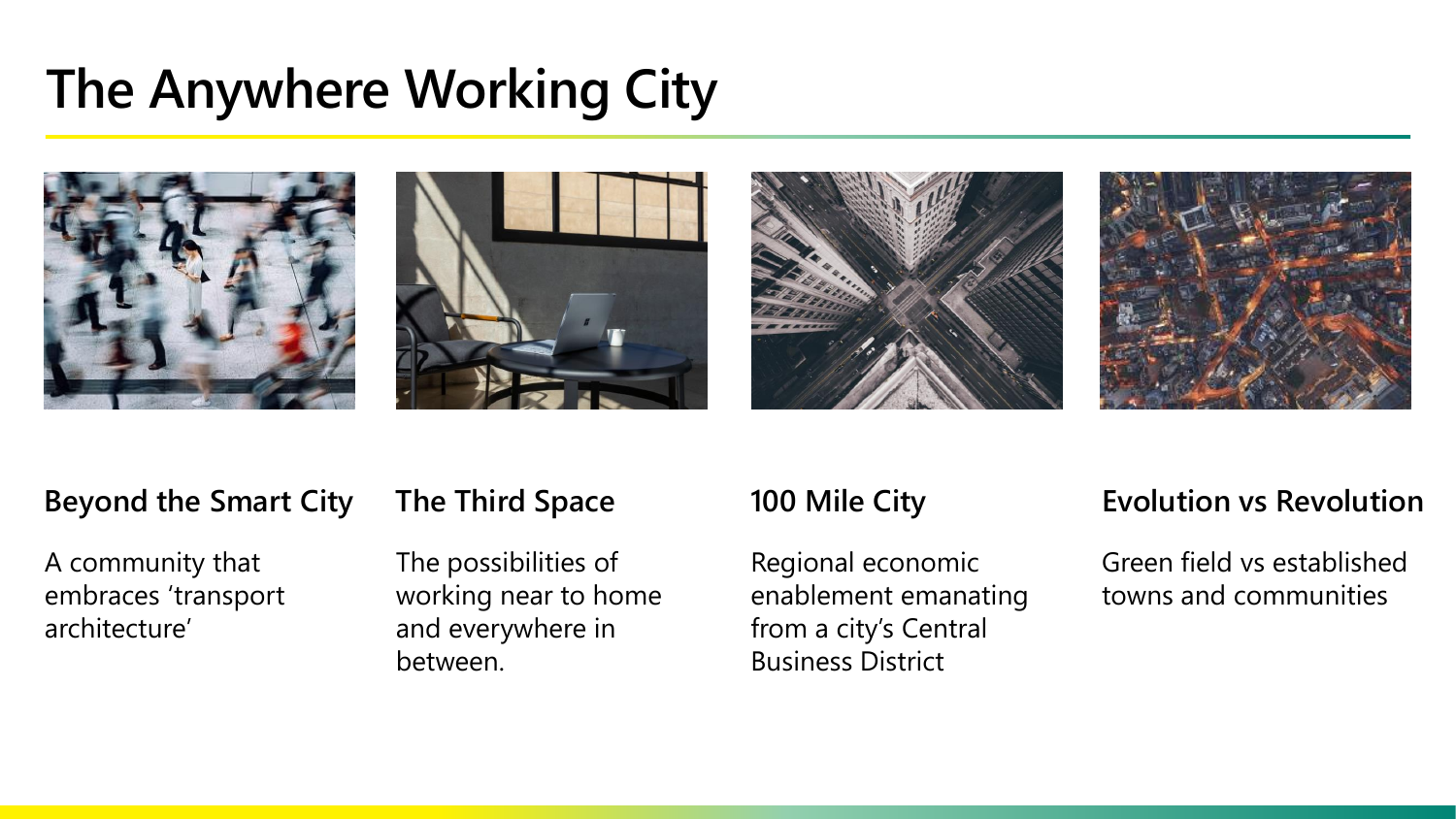# The Anywhere Working City

### Beyond the Smart City

A community that embraces 'transport architecture'

### The Third Space

The possibilities of working near to home and everywhere in between.

### 100 Mile City

Regional economic enablement emanating from a city's Central Business District

### Evolution vs Revolution

Green field vs established towns and communities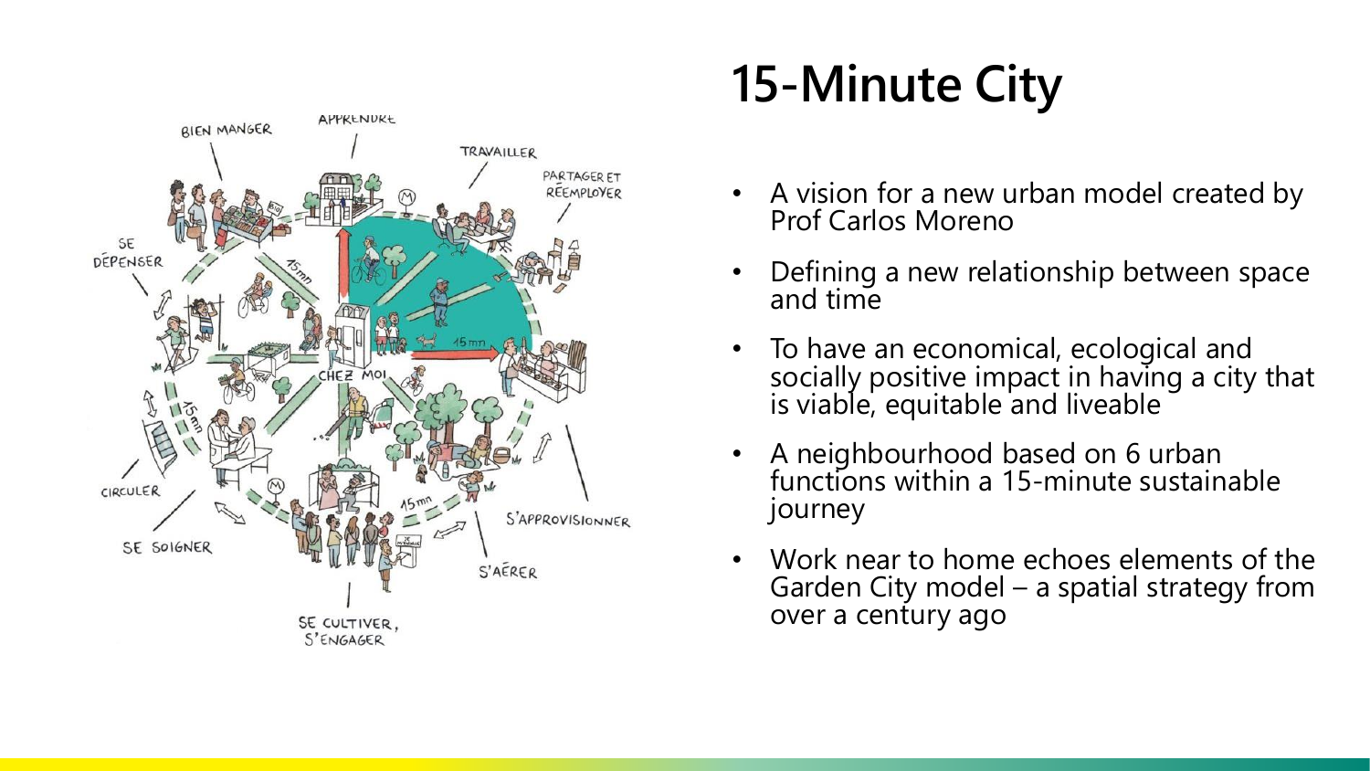# 15-Minute City

- A vision for a new urban model created by Prof Carlos Moreno
- Defining a new relationship between space and time
- To have an economical, ecological and socially positive impact in having a city that is viable, equitable and liveable
- A neighbourhood based on 6 urban functions within a 15-minute sustainable journey
- Work near to home echoes elements of the Garden City model – a spatial strategy from over a century ago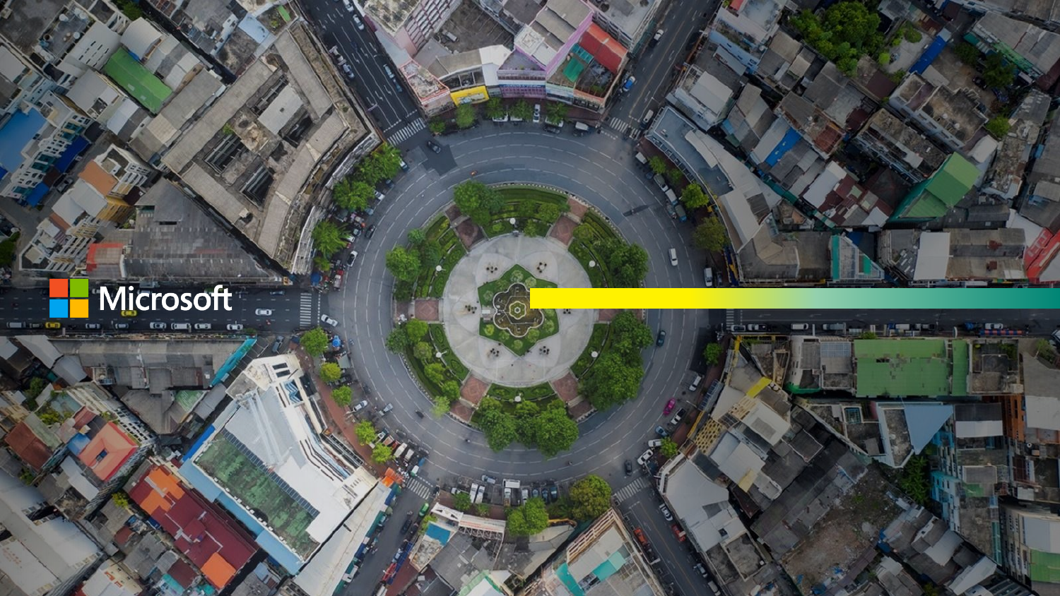Microsoft